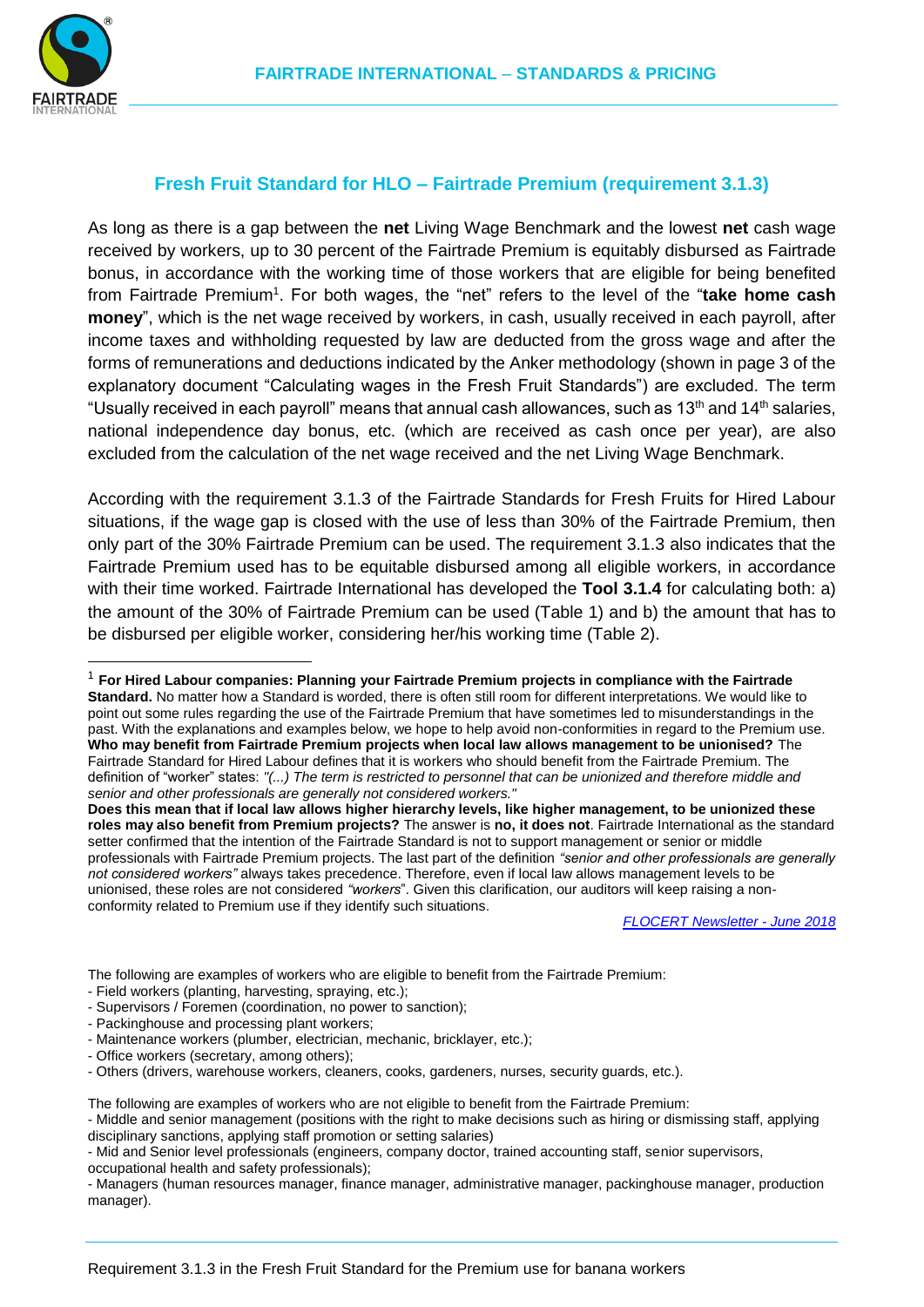## Fresh Fruit Standard for HLO – Fairtrade Premium (requirement 3.1.3)

As long as there is a gap between the **net** Living Wage Benchmark and the lowest **net** cash wage received by workers, up to 30 percent of the Fairtrade Premium is equitably disbursed as Fairtrade bonus, in accordance with the working time of those workers that are eligible for being benefited from Fairtrade Premium[1]. For both wages, the "net" refers to the level of the "**take home cash money**", which is the net wage received by workers, in cash, usually received in each payroll, after income taxes and withholding requested by law are deducted from the gross wage and after the forms of remunerations and deductions indicated by the Anker methodology (shown in page 3 of the explanatory document "Calculating wages in the Fresh Fruit Standards") are excluded. The term "Usually received in each payroll" means that annual cash allowances, such as 13th and 14th salaries, national independence day bonus, etc. (which are received as cash once per year), are also excluded from the calculation of the net wage received and the net Living Wage Benchmark.

According with the requirement 3.1.3 of the Fairtrade Standards for Fresh Fruits for Hired Labour situations, if the wage gap is closed with the use of less than 30% of the Fairtrade Premium, then only part of the 30% Fairtrade Premium can be used. The requirement 3.1.3 also indicates that the Fairtrade Premium used has to be equitable disbursed among all eligible workers, in accordance with their time worked. Fairtrade International has developed the **Tool 3.1.4** for calculating both: a) the amount of the 30% of Fairtrade Premium can be used (Table 1) and b) the amount that has to be disbursed per eligible worker, considering her/his working time (Table 2).

[1] **For Hired Labour companies: Planning your Fairtrade Premium projects in compliance with the Fairtrade Standard.** No matter how a Standard is worded, there is often still room for different interpretations. We would like to point out some rules regarding the use of the Fairtrade Premium that have sometimes led to misunderstandings in the past. With the explanations and examples below, we hope to help avoid non-conformities in regard to the Premium use. **Who may benefit from Fairtrade Premium projects when local law allows management to be unionised?** The Fairtrade Standard for Hired Labour defines that it is workers who should benefit from the Fairtrade Premium. The definition of "worker" states: *"(...) The term is restricted to personnel that can be unionized and therefore middle and senior and other professionals are generally not considered workers."*
**Does this mean that if local law allows higher hierarchy levels, like higher management, to be unionized these roles may also benefit from Premium projects?** The answer is **no, it does not**. Fairtrade International as the standard setter confirmed that the intention of the Fairtrade Standard is not to support management or senior or middle professionals with Fairtrade Premium projects. The last part of the definition *"senior and other professionals are generally not considered workers"* always takes precedence. Therefore, even if local law allows management levels to be unionised, these roles are not considered *"workers*". Given this clarification, our auditors will keep raising a non-conformity related to Premium use if they identify such situations.

*FLOCERT Newsletter - June 2018*

The following are examples of workers who are eligible to benefit from the Fairtrade Premium:

- Field workers (planting, harvesting, spraying, etc.);
- Supervisors / Foremen (coordination, no power to sanction);
- Packinghouse and processing plant workers;
- Maintenance workers (plumber, electrician, mechanic, bricklayer, etc.);
- Office workers (secretary, among others);
- Others (drivers, warehouse workers, cleaners, cooks, gardeners, nurses, security guards, etc.).

The following are examples of workers who are not eligible to benefit from the Fairtrade Premium:

- Middle and senior management (positions with the right to make decisions such as hiring or dismissing staff, applying disciplinary sanctions, applying staff promotion or setting salaries)
- Mid and Senior level professionals (engineers, company doctor, trained accounting staff, senior supervisors, occupational health and safety professionals);
- Managers (human resources manager, finance manager, administrative manager, packinghouse manager, production manager).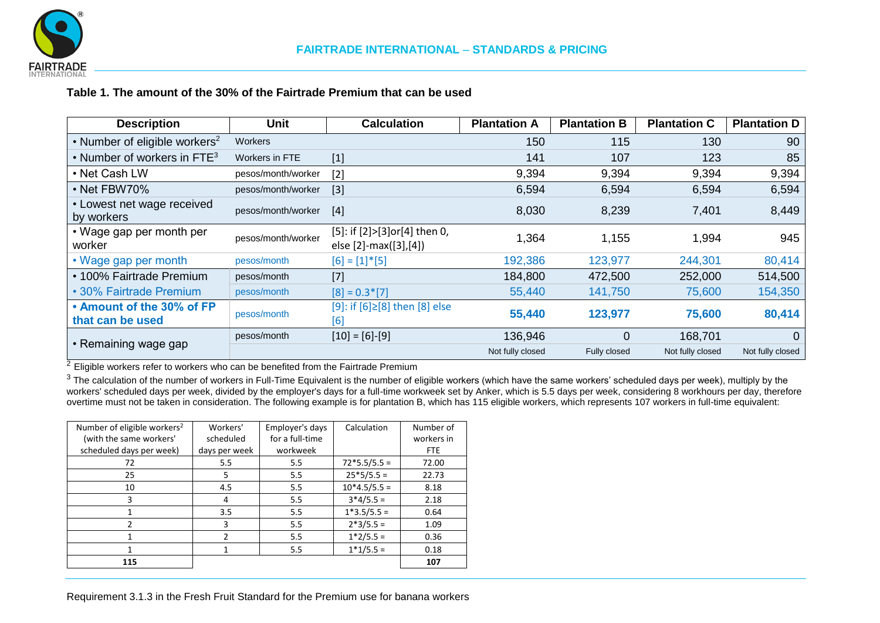### Table 1. The amount of the 30% of the Fairtrade Premium that can be used

| Description | Unit | Calculation | Plantation A | Plantation B | Plantation C | Plantation D |
|---|---|---|---|---|---|---|
| • Number of eligible workers[2] | Workers | | 150 | 115 | 130 | 90 |
| • Number of workers in FTE[3] | Workers in FTE | [1] | 141 | 107 | 123 | 85 |
| • Net Cash LW | pesos/month/worker | [2] | 9,394 | 9,394 | 9,394 | 9,394 |
| • Net FBW70% | pesos/month/worker | [3] | 6,594 | 6,594 | 6,594 | 6,594 |
| • Lowest net wage received by workers | pesos/month/worker | [4] | 8,030 | 8,239 | 7,401 | 8,449 |
| • Wage gap per month per worker | pesos/month/worker | [5]: if [2]>[3]or[4] then 0, else [2]-max([3],[4]) | 1,364 | 1,155 | 1,994 | 945 |
| • Wage gap per month | pesos/month | [6] = [1]*[5] | 192,386 | 123,977 | 244,301 | 80,414 |
| • 100% Fairtrade Premium | pesos/month | [7] | 184,800 | 472,500 | 252,000 | 514,500 |
| • 30% Fairtrade Premium | pesos/month | [8] = 0.3*[7] | 55,440 | 141,750 | 75,600 | 154,350 |
| **• Amount of the 30% of FP that can be used** | pesos/month | [9]: if [6]≥[8] then [8] else [6] | **55,440** | **123,977** | **75,600** | **80,414** |
| • Remaining wage gap | pesos/month | [10] = [6]-[9] | 136,946 | 0 | 168,701 | 0 |
| | | | Not fully closed | Fully closed | Not fully closed | Not fully closed |

[2] Eligible workers refer to workers who can be benefited from the Fairtrade Premium

[3] The calculation of the number of workers in Full-Time Equivalent is the number of eligible workers (which have the same workers' scheduled days per week), multiply by the workers' scheduled days per week, divided by the employer's days for a full-time workweek set by Anker, which is 5.5 days per week, considering 8 workhours per day, therefore overtime must not be taken in consideration. The following example is for plantation B, which has 115 eligible workers, which represents 107 workers in full-time equivalent:

| Number of eligible workers[2] (with the same workers' scheduled days per week) | Workers' scheduled days per week | Employer's days for a full-time workweek | Calculation | Number of workers in FTE |
|---|---|---|---|---|
| 72 | 5.5 | 5.5 | 72*5.5/5.5 = | 72.00 |
| 25 | 5 | 5.5 | 25*5/5.5 = | 22.73 |
| 10 | 4.5 | 5.5 | 10*4.5/5.5 = | 8.18 |
| 3 | 4 | 5.5 | 3*4/5.5 = | 2.18 |
| 1 | 3.5 | 5.5 | 1*3.5/5.5 = | 0.64 |
| 2 | 3 | 5.5 | 2*3/5.5 = | 1.09 |
| 1 | 2 | 5.5 | 1*2/5.5 = | 0.36 |
| 1 | 1 | 5.5 | 1*1/5.5 = | 0.18 |
| **115** | | | | **107** |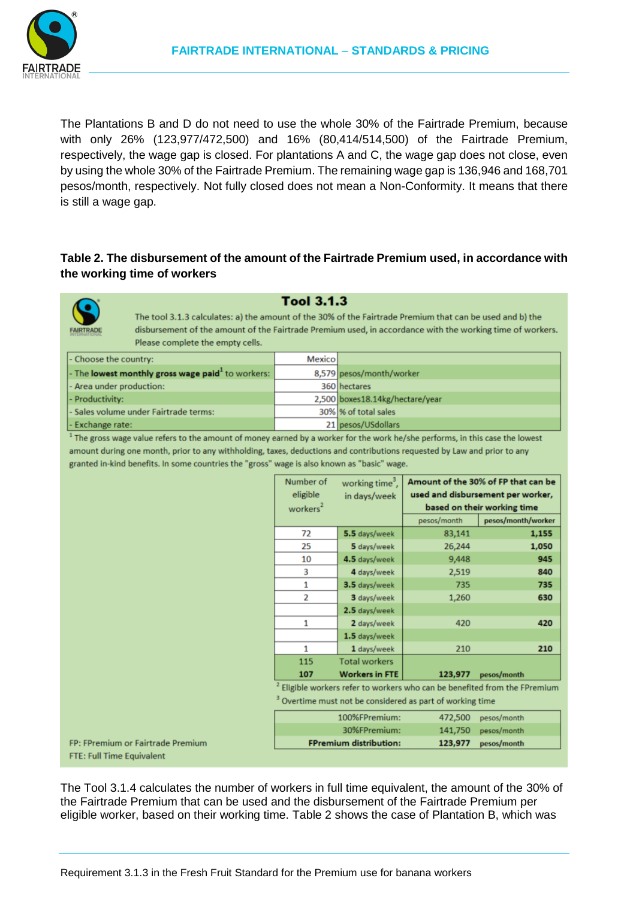The Plantations B and D do not need to use the whole 30% of the Fairtrade Premium, because with only 26% (123,977/472,500) and 16% (80,414/514,500) of the Fairtrade Premium, respectively, the wage gap is closed. For plantations A and C, the wage gap does not close, even by using the whole 30% of the Fairtrade Premium. The remaining wage gap is 136,946 and 168,701 pesos/month, respectively. Not fully closed does not mean a Non-Conformity. It means that there is still a wage gap.

## Table 2. The disbursement of the amount of the Fairtrade Premium used, in accordance with the working time of workers

**Tool 3.1.3**

The tool 3.1.3 calculates: a) the amount of the 30% of the Fairtrade Premium that can be used and b) the disbursement of the amount of the Fairtrade Premium used, in accordance with the working time of workers. Please complete the empty cells.

| | | |
|---|---|---|
| - Choose the country: | Mexico | |
| - The **lowest monthly gross wage paid**[1] to workers: | 8,579 | pesos/month/worker |
| - Area under production: | 360 | hectares |
| - Productivity: | 2,500 | boxes18.14kg/hectare/year |
| - Sales volume under Fairtrade terms: | 30% | % of total sales |
| - Exchange rate: | 21 | pesos/USdollars |

[1] The gross wage value refers to the amount of money earned by a worker for the work he/she performs, in this case the lowest amount during one month, prior to any withholding, taxes, deductions and contributions requested by Law and prior to any granted in-kind benefits. In some countries the "gross" wage is also known as "basic" wage.

| Number of eligible workers[2] | working time[3], in days/week | **Amount of the 30% of FP that can be used and disbursement per worker, based on their working time** | |
|---|---|---|---|
| | | pesos/month | pesos/month/worker |
| 72 | **5.5** days/week | 83,141 | **1,155** |
| 25 | **5** days/week | 26,244 | **1,050** |
| 10 | **4.5** days/week | 9,448 | **945** |
| 3 | **4** days/week | 2,519 | **840** |
| 1 | **3.5** days/week | 735 | **735** |
| 2 | **3** days/week | 1,260 | **630** |
| | **2.5** days/week | | |
| 1 | **2** days/week | 420 | **420** |
| | **1.5** days/week | | |
| 1 | **1** days/week | 210 | **210** |
| 115 | Total workers | | |
| **107** | **Workers in FTE** | **123,977** | pesos/month |

[2] Eligible workers refer to workers who can be benefited from the FPremium

[3] Overtime must not be considered as part of working time

| | | |
|---|---|---|
| 100%FPremium: | 472,500 | pesos/month |
| 30%FPremium: | 141,750 | pesos/month |
| **FPremium distribution:** | **123,977** | **pesos/month** |

FP: FPremium or Fairtrade Premium

FTE: Full Time Equivalent

The Tool 3.1.4 calculates the number of workers in full time equivalent, the amount of the 30% of the Fairtrade Premium that can be used and the disbursement of the Fairtrade Premium per eligible worker, based on their working time. Table 2 shows the case of Plantation B, which was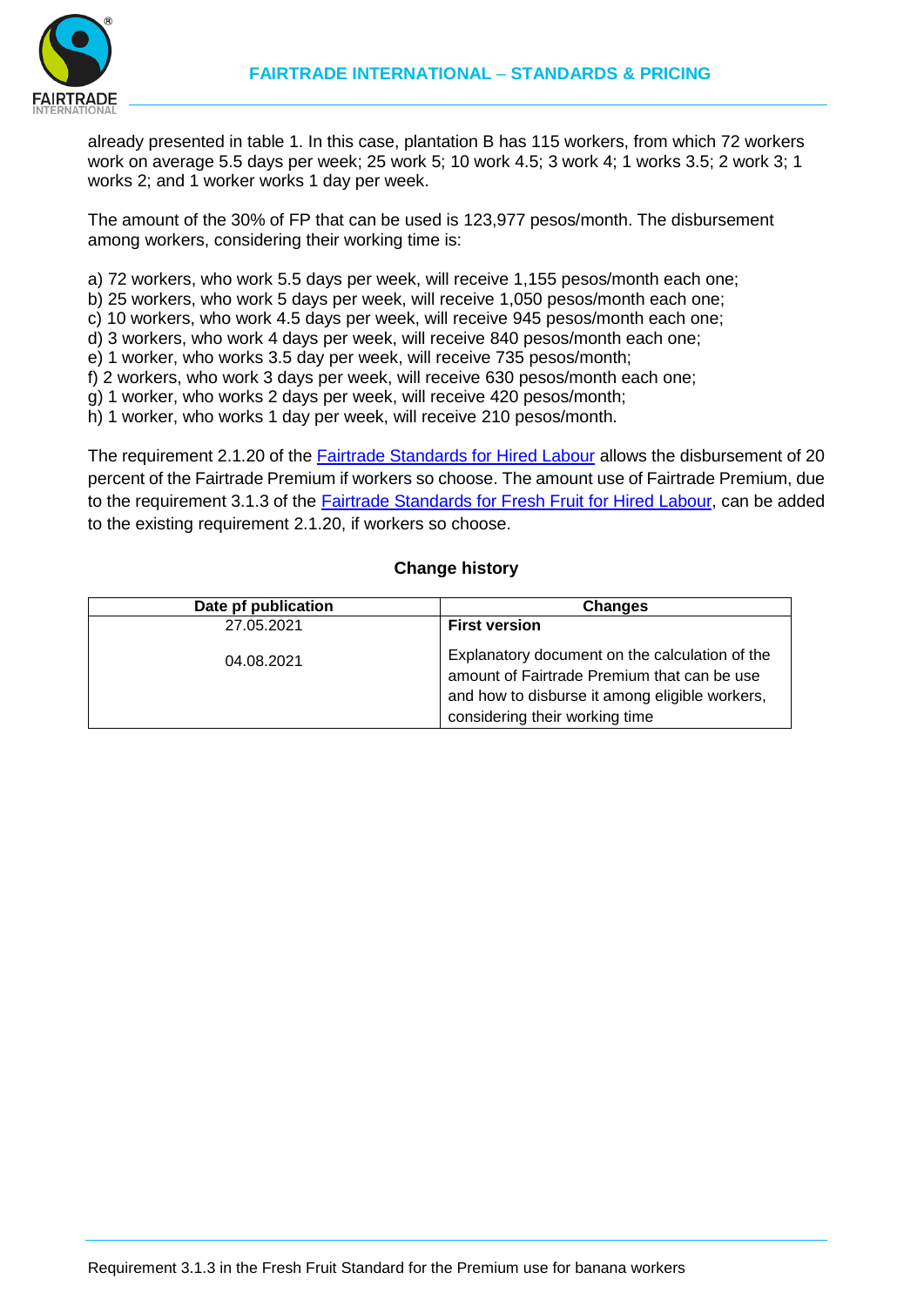already presented in table 1. In this case, plantation B has 115 workers, from which 72 workers work on average 5.5 days per week; 25 work 5; 10 work 4.5; 3 work 4; 1 works 3.5; 2 work 3; 1 works 2; and 1 worker works 1 day per week.

The amount of the 30% of FP that can be used is 123,977 pesos/month. The disbursement among workers, considering their working time is:

a) 72 workers, who work 5.5 days per week, will receive 1,155 pesos/month each one;
b) 25 workers, who work 5 days per week, will receive 1,050 pesos/month each one;
c) 10 workers, who work 4.5 days per week, will receive 945 pesos/month each one;
d) 3 workers, who work 4 days per week, will receive 840 pesos/month each one;
e) 1 worker, who works 3.5 day per week, will receive 735 pesos/month;
f) 2 workers, who work 3 days per week, will receive 630 pesos/month each one;
g) 1 worker, who works 2 days per week, will receive 420 pesos/month;
h) 1 worker, who works 1 day per week, will receive 210 pesos/month.

The requirement 2.1.20 of the Fairtrade Standards for Hired Labour allows the disbursement of 20 percent of the Fairtrade Premium if workers so choose. The amount use of Fairtrade Premium, due to the requirement 3.1.3 of the Fairtrade Standards for Fresh Fruit for Hired Labour, can be added to the existing requirement 2.1.20, if workers so choose.

**Change history**

| Date pf publication | Changes |
| --- | --- |
| 27.05.2021 | **First version** |
| 04.08.2021 | Explanatory document on the calculation of the amount of Fairtrade Premium that can be use and how to disburse it among eligible workers, considering their working time |